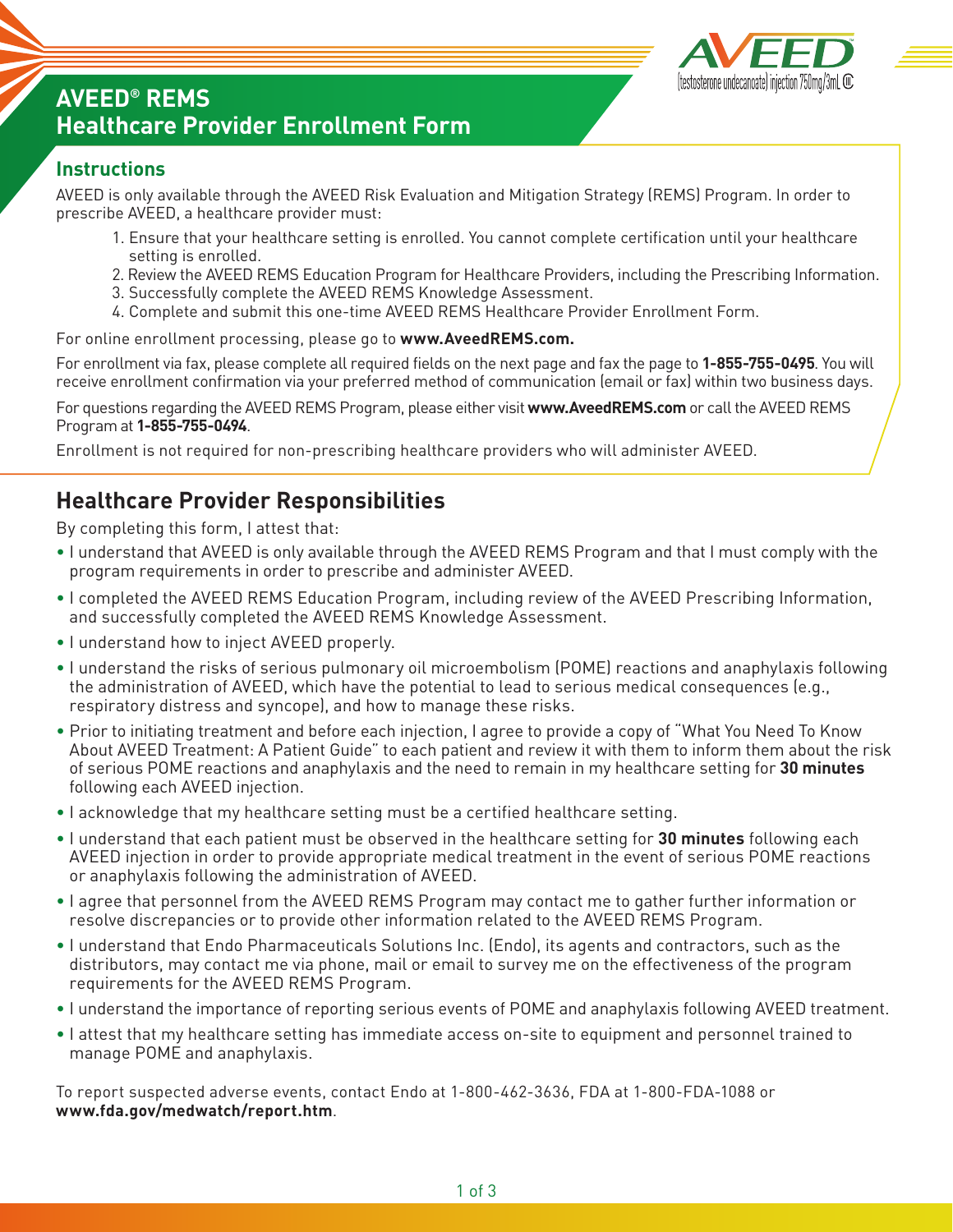# AVEED® REMS
# Healthcare Provider Enrollment Form

AVEED (testosterone undecanoate) injection 750mg/3mL CIII

## Instructions

AVEED is only available through the AVEED Risk Evaluation and Mitigation Strategy (REMS) Program. In order to prescribe AVEED, a healthcare provider must:

1. Ensure that your healthcare setting is enrolled. You cannot complete certification until your healthcare setting is enrolled.
2. Review the AVEED REMS Education Program for Healthcare Providers, including the Prescribing Information.
3. Successfully complete the AVEED REMS Knowledge Assessment.
4. Complete and submit this one-time AVEED REMS Healthcare Provider Enrollment Form.

For online enrollment processing, please go to **www.AveedREMS.com.**

For enrollment via fax, please complete all required fields on the next page and fax the page to **1-855-755-0495**. You will receive enrollment confirmation via your preferred method of communication (email or fax) within two business days.

For questions regarding the AVEED REMS Program, please either visit **www.AveedREMS.com** or call the AVEED REMS Program at **1-855-755-0494**.

Enrollment is not required for non-prescribing healthcare providers who will administer AVEED.

## Healthcare Provider Responsibilities

By completing this form, I attest that:

- I understand that AVEED is only available through the AVEED REMS Program and that I must comply with the program requirements in order to prescribe and administer AVEED.
- I completed the AVEED REMS Education Program, including review of the AVEED Prescribing Information, and successfully completed the AVEED REMS Knowledge Assessment.
- I understand how to inject AVEED properly.
- I understand the risks of serious pulmonary oil microembolism (POME) reactions and anaphylaxis following the administration of AVEED, which have the potential to lead to serious medical consequences (e.g., respiratory distress and syncope), and how to manage these risks.
- Prior to initiating treatment and before each injection, I agree to provide a copy of "What You Need To Know About AVEED Treatment: A Patient Guide" to each patient and review it with them to inform them about the risk of serious POME reactions and anaphylaxis and the need to remain in my healthcare setting for **30 minutes** following each AVEED injection.
- I acknowledge that my healthcare setting must be a certified healthcare setting.
- I understand that each patient must be observed in the healthcare setting for **30 minutes** following each AVEED injection in order to provide appropriate medical treatment in the event of serious POME reactions or anaphylaxis following the administration of AVEED.
- I agree that personnel from the AVEED REMS Program may contact me to gather further information or resolve discrepancies or to provide other information related to the AVEED REMS Program.
- I understand that Endo Pharmaceuticals Solutions Inc. (Endo), its agents and contractors, such as the distributors, may contact me via phone, mail or email to survey me on the effectiveness of the program requirements for the AVEED REMS Program.
- I understand the importance of reporting serious events of POME and anaphylaxis following AVEED treatment.
- I attest that my healthcare setting has immediate access on-site to equipment and personnel trained to manage POME and anaphylaxis.

To report suspected adverse events, contact Endo at 1-800-462-3636, FDA at 1-800-FDA-1088 or **www.fda.gov/medwatch/report.htm**.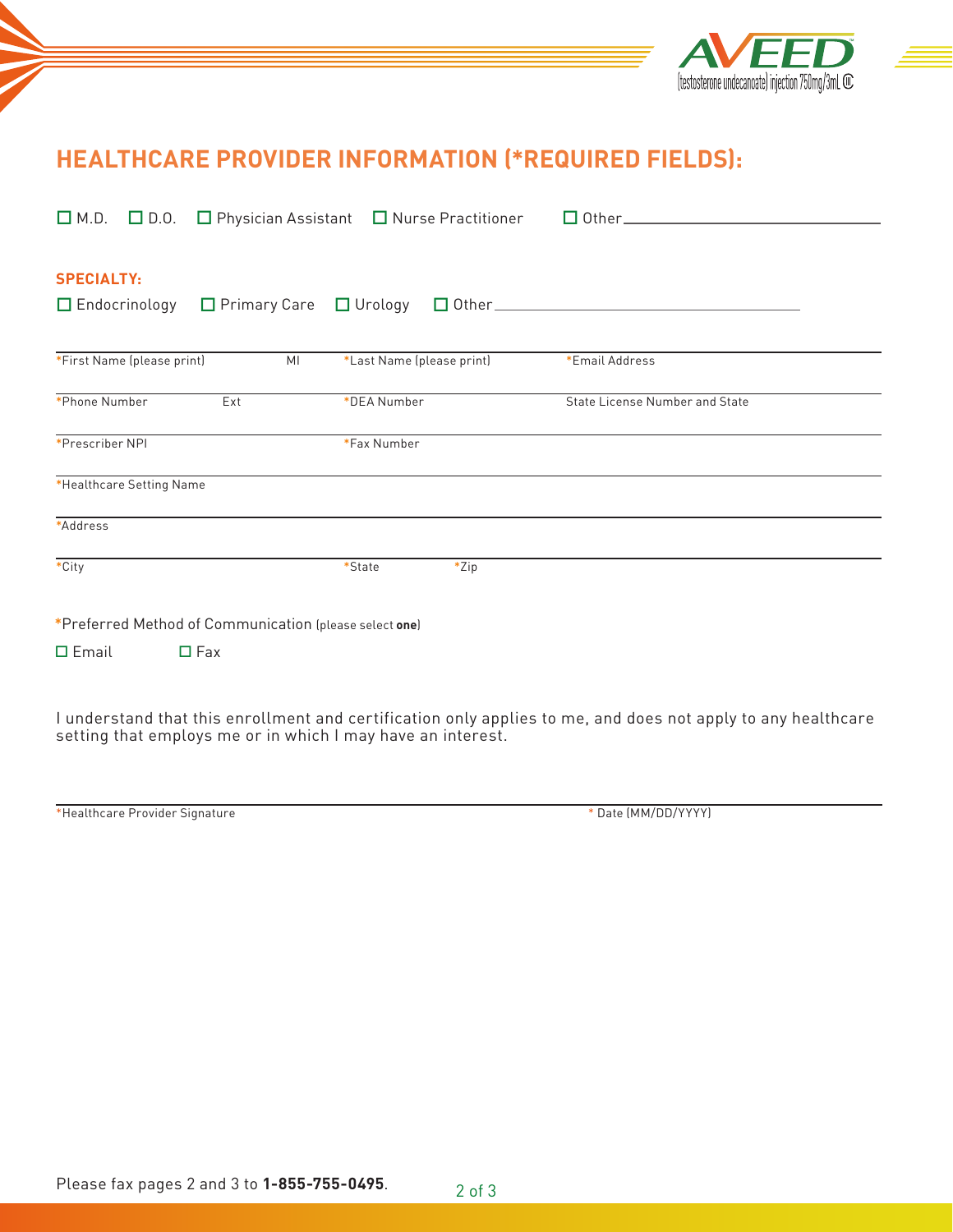## HEALTHCARE PROVIDER INFORMATION (*REQUIRED FIELDS):

☐ M.D. ☐ D.O. ☐ Physician Assistant ☐ Nurse Practitioner ☐ Other\_\_\_\_\_\_\_\_\_\_\_\_\_\_\_\_\_\_\_\_\_\_\_\_

**SPECIALTY:**

☐ Endocrinology ☐ Primary Care ☐ Urology ☐ Other\_\_\_\_\_\_\_\_\_\_\_\_\_\_\_\_\_\_\_\_\_\_\_\_

| *First Name (please print) | MI | *Last Name (please print) | *Email Address |
|---|---|---|---|
| *Phone Number | Ext | *DEA Number | State License Number and State |
| *Prescriber NPI | | *Fax Number | |
| *Healthcare Setting Name | | | |
| *Address | | | |
| *City | | *State | *Zip |

*Preferred Method of Communication (please select **one**)

☐ Email ☐ Fax

I understand that this enrollment and certification only applies to me, and does not apply to any healthcare setting that employs me or in which I may have an interest.

| *Healthcare Provider Signature | * Date (MM/DD/YYYY) |
|---|---|

Please fax pages 2 and 3 to **1-855-755-0495**.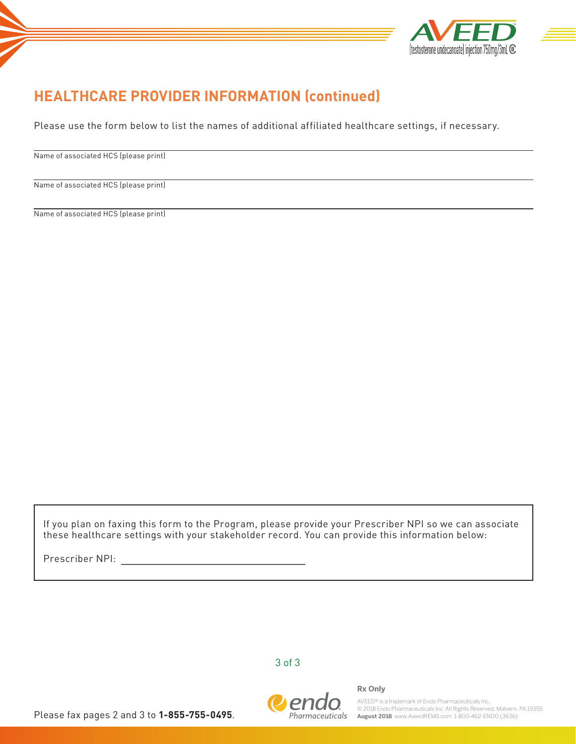## HEALTHCARE PROVIDER INFORMATION (continued)

Please use the form below to list the names of additional affiliated healthcare settings, if necessary.

Name of associated HCS (please print)

Name of associated HCS (please print)

Name of associated HCS (please print)

If you plan on faxing this form to the Program, please provide your Prescriber NPI so we can associate these healthcare settings with your stakeholder record. You can provide this information below:

Prescriber NPI: ______________________________

Please fax pages 2 and 3 to **1-855-755-0495**.

**Rx Only**

AVEED® is a trademark of Endo Pharmaceuticals Inc.
© 2018 Endo Pharmaceuticals Inc. All Rights Reserved. Malvern, PA 19355
**August 2018** www.AveedREMS.com 1-800-462-ENDO (3636)